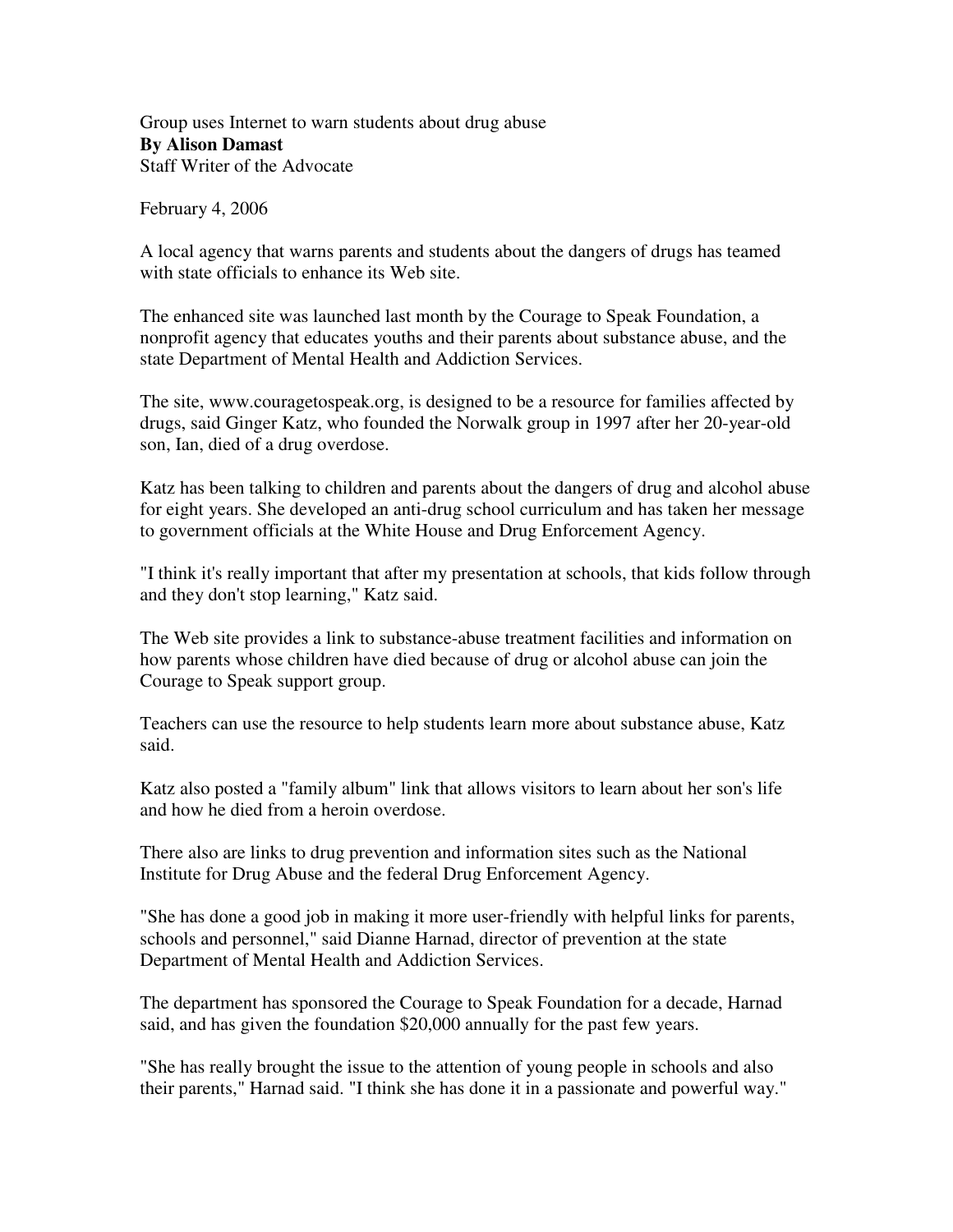Group uses Internet to warn students about drug abuse
**By Alison Damast**
Staff Writer of the Advocate

February 4, 2006

A local agency that warns parents and students about the dangers of drugs has teamed with state officials to enhance its Web site.

The enhanced site was launched last month by the Courage to Speak Foundation, a nonprofit agency that educates youths and their parents about substance abuse, and the state Department of Mental Health and Addiction Services.

The site, www.couragetospeak.org, is designed to be a resource for families affected by drugs, said Ginger Katz, who founded the Norwalk group in 1997 after her 20-year-old son, Ian, died of a drug overdose.

Katz has been talking to children and parents about the dangers of drug and alcohol abuse for eight years. She developed an anti-drug school curriculum and has taken her message to government officials at the White House and Drug Enforcement Agency.

"I think it's really important that after my presentation at schools, that kids follow through and they don't stop learning," Katz said.

The Web site provides a link to substance-abuse treatment facilities and information on how parents whose children have died because of drug or alcohol abuse can join the Courage to Speak support group.

Teachers can use the resource to help students learn more about substance abuse, Katz said.

Katz also posted a "family album" link that allows visitors to learn about her son's life and how he died from a heroin overdose.

There also are links to drug prevention and information sites such as the National Institute for Drug Abuse and the federal Drug Enforcement Agency.

"She has done a good job in making it more user-friendly with helpful links for parents, schools and personnel," said Dianne Harnad, director of prevention at the state Department of Mental Health and Addiction Services.

The department has sponsored the Courage to Speak Foundation for a decade, Harnad said, and has given the foundation $20,000 annually for the past few years.

"She has really brought the issue to the attention of young people in schools and also their parents," Harnad said. "I think she has done it in a passionate and powerful way."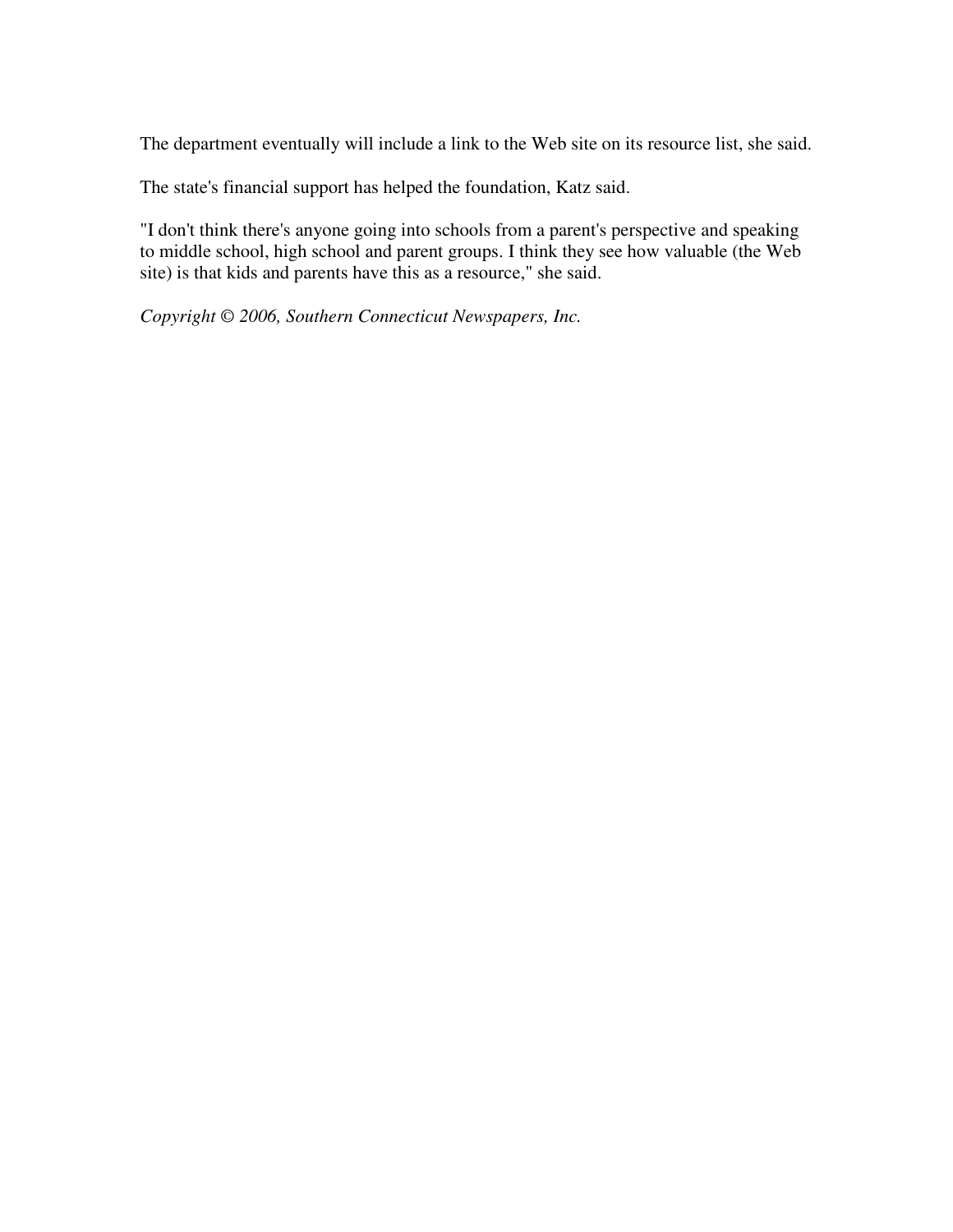The department eventually will include a link to the Web site on its resource list, she said.

The state's financial support has helped the foundation, Katz said.

"I don't think there's anyone going into schools from a parent's perspective and speaking to middle school, high school and parent groups. I think they see how valuable (the Web site) is that kids and parents have this as a resource," she said.

*Copyright © 2006, Southern Connecticut Newspapers, Inc.*